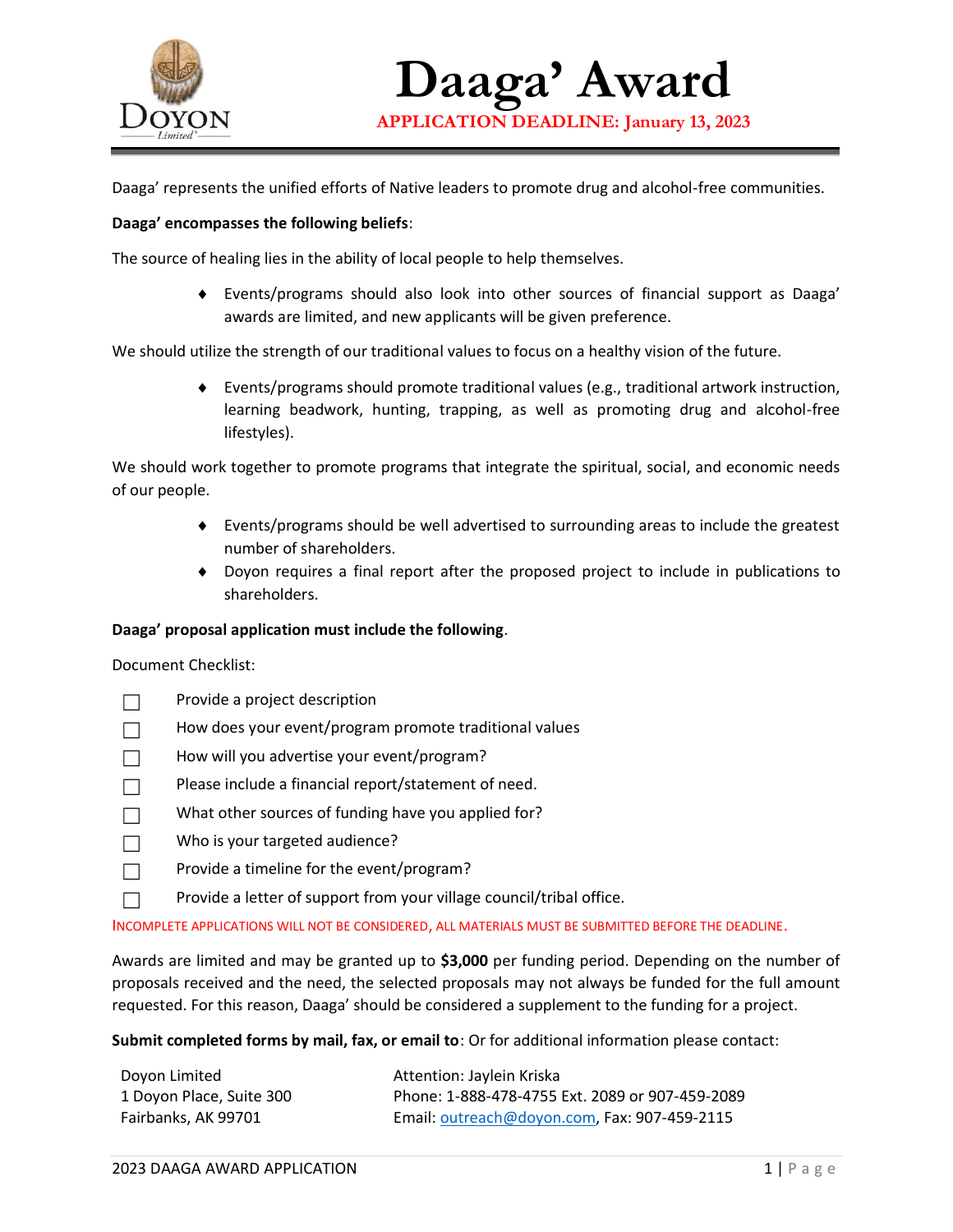# Daaga' Award

**APPLICATION DEADLINE: January 13, 2023**

Daaga' represents the unified efforts of Native leaders to promote drug and alcohol-free communities.

**Daaga' encompasses the following beliefs**:

The source of healing lies in the ability of local people to help themselves.

- Events/programs should also look into other sources of financial support as Daaga' awards are limited, and new applicants will be given preference.

We should utilize the strength of our traditional values to focus on a healthy vision of the future.

- Events/programs should promote traditional values (e.g., traditional artwork instruction, learning beadwork, hunting, trapping, as well as promoting drug and alcohol-free lifestyles).

We should work together to promote programs that integrate the spiritual, social, and economic needs of our people.

- Events/programs should be well advertised to surrounding areas to include the greatest number of shareholders.
- Doyon requires a final report after the proposed project to include in publications to shareholders.

**Daaga' proposal application must include the following**.

Document Checklist:

- ☐ Provide a project description
- ☐ How does your event/program promote traditional values
- ☐ How will you advertise your event/program?
- ☐ Please include a financial report/statement of need.
- ☐ What other sources of funding have you applied for?
- ☐ Who is your targeted audience?
- ☐ Provide a timeline for the event/program?
- ☐ Provide a letter of support from your village council/tribal office.

INCOMPLETE APPLICATIONS WILL NOT BE CONSIDERED, ALL MATERIALS MUST BE SUBMITTED BEFORE THE DEADLINE.

Awards are limited and may be granted up to **$3,000** per funding period. Depending on the number of proposals received and the need, the selected proposals may not always be funded for the full amount requested. For this reason, Daaga' should be considered a supplement to the funding for a project.

**Submit completed forms by mail, fax, or email to**: Or for additional information please contact:

Doyon Limited
1 Doyon Place, Suite 300
Fairbanks, AK 99701

Attention: Jaylein Kriska
Phone: 1-888-478-4755 Ext. 2089 or 907-459-2089
Email: outreach@doyon.com, Fax: 907-459-2115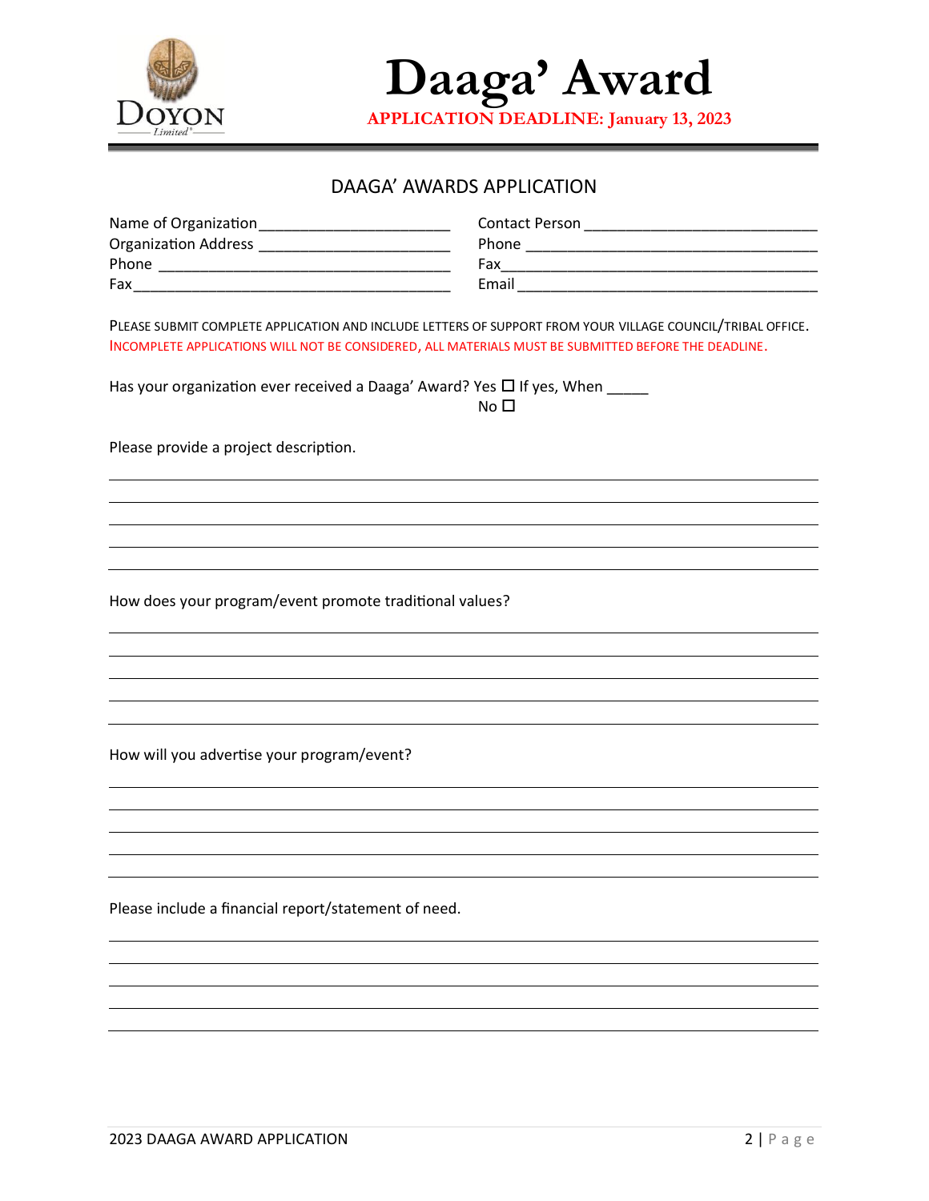# Daaga' Award

**APPLICATION DEADLINE: January 13, 2023**

## DAAGA' AWARDS APPLICATION

Name of Organization______________________ Contact Person ___________________________

Organization Address ______________________ Phone ________________________________

Phone _________________________________ Fax__________________________________

Fax___________________________________ Email _________________________________

PLEASE SUBMIT COMPLETE APPLICATION AND INCLUDE LETTERS OF SUPPORT FROM YOUR VILLAGE COUNCIL/TRIBAL OFFICE. INCOMPLETE APPLICATIONS WILL NOT BE CONSIDERED, ALL MATERIALS MUST BE SUBMITTED BEFORE THE DEADLINE.

Has your organization ever received a Daaga' Award? Yes ☐ If yes, When _____

No ☐

Please provide a project description.

_______________________________________________________________________________

_______________________________________________________________________________

_______________________________________________________________________________

_______________________________________________________________________________

_______________________________________________________________________________

How does your program/event promote traditional values?

_______________________________________________________________________________

_______________________________________________________________________________

_______________________________________________________________________________

_______________________________________________________________________________

_______________________________________________________________________________

How will you advertise your program/event?

_______________________________________________________________________________

_______________________________________________________________________________

_______________________________________________________________________________

_______________________________________________________________________________

_______________________________________________________________________________

Please include a financial report/statement of need.

_______________________________________________________________________________

_______________________________________________________________________________

_______________________________________________________________________________

_______________________________________________________________________________

_______________________________________________________________________________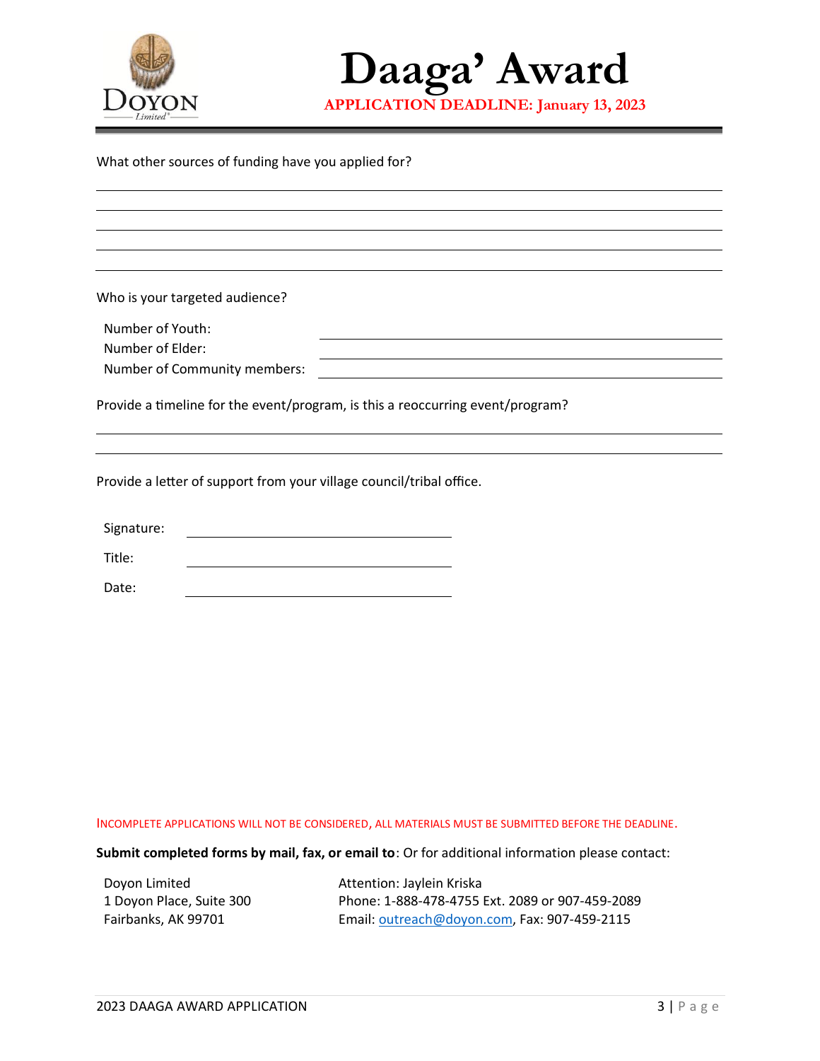# Daaga' Award

**APPLICATION DEADLINE: January 13, 2023**

What other sources of funding have you applied for?

Who is your targeted audience?

Number of Youth:

Number of Elder:

Number of Community members:

Provide a timeline for the event/program, is this a reoccurring event/program?

Provide a letter of support from your village council/tribal office.

Signature:

Title:

Date:

INCOMPLETE APPLICATIONS WILL NOT BE CONSIDERED, ALL MATERIALS MUST BE SUBMITTED BEFORE THE DEADLINE.

**Submit completed forms by mail, fax, or email to**: Or for additional information please contact:

Doyon Limited
1 Doyon Place, Suite 300
Fairbanks, AK 99701

Attention: Jaylein Kriska
Phone: 1-888-478-4755 Ext. 2089 or 907-459-2089
Email: outreach@doyon.com, Fax: 907-459-2115